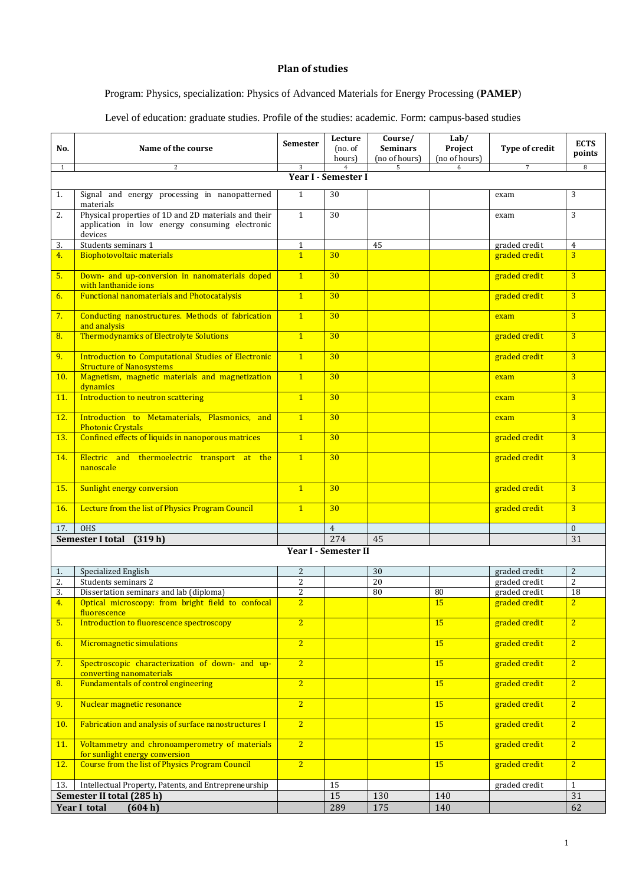# Plan of studies

Program: Physics, specialization: Physics of Advanced Materials for Energy Processing (**PAMEP**)

Level of education: graduate studies. Profile of the studies: academic. Form: campus-based studies

| No. | Name of the course | Semester | Lecture (no. of hours) | Course/ Seminars (no of hours) | Lab/ Project (no of hours) | Type of credit | ECTS points |
|---|---|---|---|---|---|---|---|
| 1 | 2 | 3 | 4 | 5 | 6 | 7 | 8 |
| | **Year I - Semester I** | | | | | | |
| 1. | Signal and energy processing in nanopatterned materials | 1 | 30 | | | exam | 3 |
| 2. | Physical properties of 1D and 2D materials and their application in low energy consuming electronic devices | 1 | 30 | | | exam | 3 |
| 3. | Students seminars 1 | 1 | | 45 | | graded credit | 4 |
| 4. | Biophotovoltaic materials | 1 | 30 | | | graded credit | 3 |
| 5. | Down- and up-conversion in nanomaterials doped with lanthanide ions | 1 | 30 | | | graded credit | 3 |
| 6. | Functional nanomaterials and Photocatalysis | 1 | 30 | | | graded credit | 3 |
| 7. | Conducting nanostructures. Methods of fabrication and analysis | 1 | 30 | | | exam | 3 |
| 8. | Thermodynamics of Electrolyte Solutions | 1 | 30 | | | graded credit | 3 |
| 9. | Introduction to Computational Studies of Electronic Structure of Nanosystems | 1 | 30 | | | graded credit | 3 |
| 10. | Magnetism, magnetic materials and magnetization dynamics | 1 | 30 | | | exam | 3 |
| 11. | Introduction to neutron scattering | 1 | 30 | | | exam | 3 |
| 12. | Introduction to Metamaterials, Plasmonics, and Photonic Crystals | 1 | 30 | | | exam | 3 |
| 13. | Confined effects of liquids in nanoporous matrices | 1 | 30 | | | graded credit | 3 |
| 14. | Electric and thermoelectric transport at the nanoscale | 1 | 30 | | | graded credit | 3 |
| 15. | Sunlight energy conversion | 1 | 30 | | | graded credit | 3 |
| 16. | Lecture from the list of Physics Program Council | 1 | 30 | | | graded credit | 3 |
| 17. | OHS | | 4 | | | | 0 |
| **Semester I total (319 h)** | | | 274 | 45 | | | 31 |
| | **Year I - Semester II** | | | | | | |
| 1. | Specialized English | 2 | | 30 | | graded credit | 2 |
| 2. | Students seminars 2 | 2 | | 20 | | graded credit | 2 |
| 3. | Dissertation seminars and lab (diploma) | 2 | | 80 | 80 | graded credit | 18 |
| 4. | Optical microscopy: from bright field to confocal fluorescence | 2 | | | 15 | graded credit | 2 |
| 5. | Introduction to fluorescence spectroscopy | 2 | | | 15 | graded credit | 2 |
| 6. | Micromagnetic simulations | 2 | | | 15 | graded credit | 2 |
| 7. | Spectroscopic characterization of down- and up-converting nanomaterials | 2 | | | 15 | graded credit | 2 |
| 8. | Fundamentals of control engineering | 2 | | | 15 | graded credit | 2 |
| 9. | Nuclear magnetic resonance | 2 | | | 15 | graded credit | 2 |
| 10. | Fabrication and analysis of surface nanostructures I | 2 | | | 15 | graded credit | 2 |
| 11. | Voltammetry and chronoamperometry of materials for sunlight energy conversion | 2 | | | 15 | graded credit | 2 |
| 12. | Course from the list of Physics Program Council | 2 | | | 15 | graded credit | 2 |
| 13. | Intellectual Property, Patents, and Entrepreneurship | | 15 | | | graded credit | 1 |
| **Semester II total (285 h)** | | | 15 | 130 | 140 | | 31 |
| **Year I total (604 h)** | | | 289 | 175 | 140 | | 62 |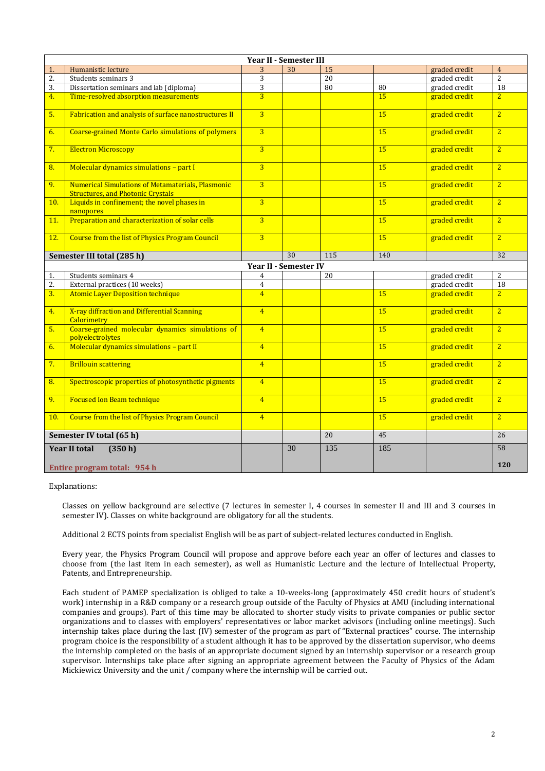| | | | | | | | |
|---|---|---|---|---|---|---|---|
| **Year II - Semester III** | | | | | | | |
| 1. | Humanistic lecture | 3 | 30 | 15 | | graded credit | 4 |
| 2. | Students seminars 3 | 3 | | 20 | | graded credit | 2 |
| 3. | Dissertation seminars and lab (diploma) | 3 | | 80 | 80 | graded credit | 18 |
| 4. | Time-resolved absorption measurements | 3 | | | 15 | graded credit | 2 |
| 5. | Fabrication and analysis of surface nanostructures II | 3 | | | 15 | graded credit | 2 |
| 6. | Coarse-grained Monte Carlo simulations of polymers | 3 | | | 15 | graded credit | 2 |
| 7. | Electron Microscopy | 3 | | | 15 | graded credit | 2 |
| 8. | Molecular dynamics simulations – part I | 3 | | | 15 | graded credit | 2 |
| 9. | Numerical Simulations of Metamaterials, Plasmonic Structures, and Photonic Crystals | 3 | | | 15 | graded credit | 2 |
| 10. | Liquids in confinement; the novel phases in nanopores | 3 | | | 15 | graded credit | 2 |
| 11. | Preparation and characterization of solar cells | 3 | | | 15 | graded credit | 2 |
| 12. | Course from the list of Physics Program Council | 3 | | | 15 | graded credit | 2 |
| **Semester III total (285 h)** | | | 30 | 115 | 140 | | 32 |
| **Year II - Semester IV** | | | | | | | |
| 1. | Students seminars 4 | 4 | | 20 | | graded credit | 2 |
| 2. | External practices (10 weeks) | 4 | | | | graded credit | 18 |
| 3. | Atomic Layer Deposition technique | 4 | | | 15 | graded credit | 2 |
| 4. | X-ray diffraction and Differential Scanning Calorimetry | 4 | | | 15 | graded credit | 2 |
| 5. | Coarse-grained molecular dynamics simulations of polyelectrolytes | 4 | | | 15 | graded credit | 2 |
| 6. | Molecular dynamics simulations – part II | 4 | | | 15 | graded credit | 2 |
| 7. | Brillouin scattering | 4 | | | 15 | graded credit | 2 |
| 8. | Spectroscopic properties of photosynthetic pigments | 4 | | | 15 | graded credit | 2 |
| 9. | Focused Ion Beam technique | 4 | | | 15 | graded credit | 2 |
| 10. | Course from the list of Physics Program Council | 4 | | | 15 | graded credit | 2 |
| **Semester IV total (65 h)** | | | | 20 | 45 | | 26 |
| **Year II total (350 h)** | | | 30 | 135 | 185 | | 58 |
| **Entire program total: 954 h** | | | | | | | **120** |

Explanations:

Classes on yellow background are selective (7 lectures in semester I, 4 courses in semester II and III and 3 courses in semester IV). Classes on white background are obligatory for all the students.

Additional 2 ECTS points from specialist English will be as part of subject-related lectures conducted in English.

Every year, the Physics Program Council will propose and approve before each year an offer of lectures and classes to choose from (the last item in each semester), as well as Humanistic Lecture and the lecture of Intellectual Property, Patents, and Entrepreneurship.

Each student of PAMEP specialization is obliged to take a 10-weeks-long (approximately 450 credit hours of student's work) internship in a R&D company or a research group outside of the Faculty of Physics at AMU (including international companies and groups). Part of this time may be allocated to shorter study visits to private companies or public sector organizations and to classes with employers' representatives or labor market advisors (including online meetings). Such internship takes place during the last (IV) semester of the program as part of "External practices" course. The internship program choice is the responsibility of a student although it has to be approved by the dissertation supervisor, who deems the internship completed on the basis of an appropriate document signed by an internship supervisor or a research group supervisor. Internships take place after signing an appropriate agreement between the Faculty of Physics of the Adam Mickiewicz University and the unit / company where the internship will be carried out.